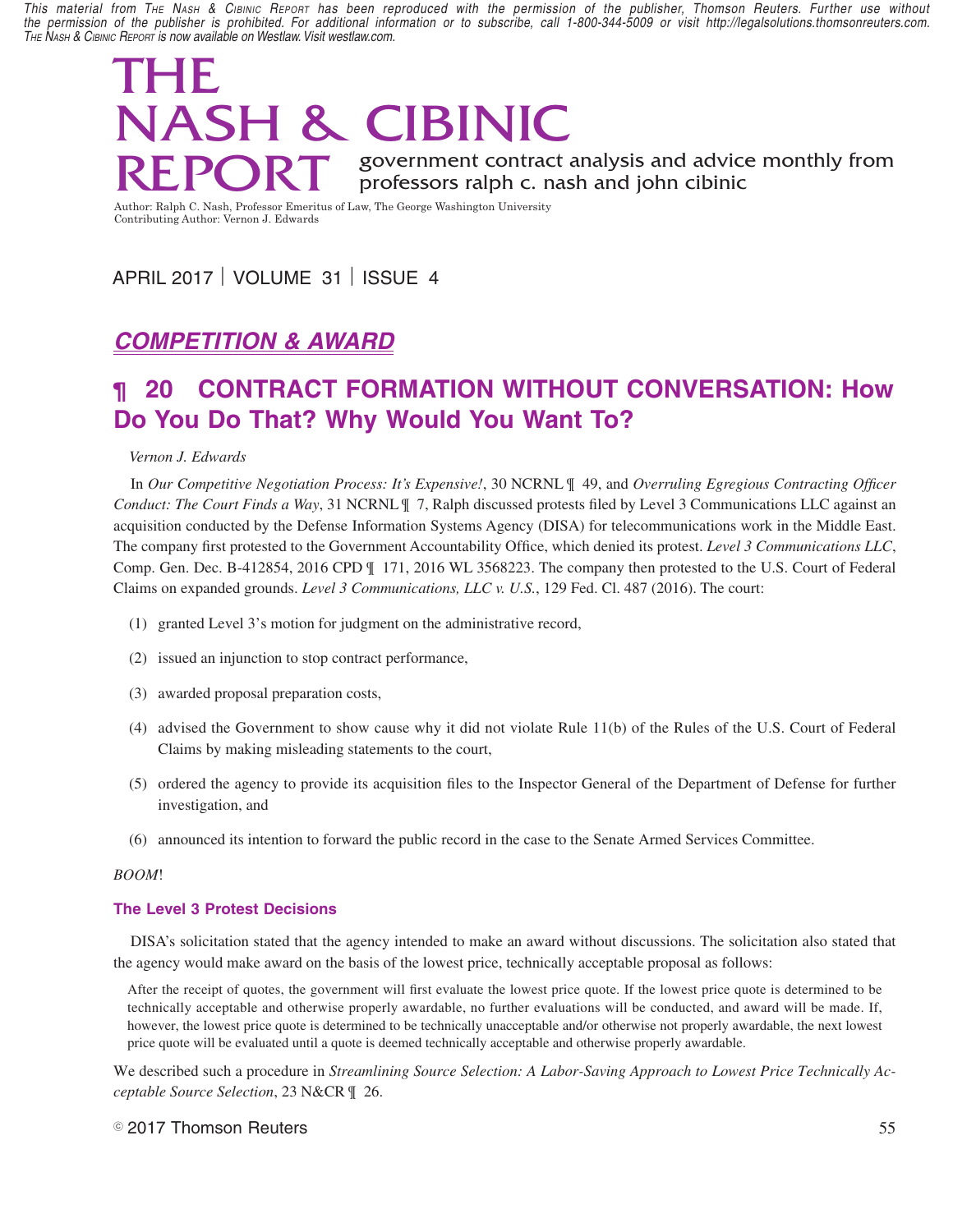This material from The Nash & Cibinic Report has been reproduced with the permission of the publisher, Thomson Reuters. Further use without the permission of the publisher is prohibited. For additional information or to subscribe, call 1-800-344-5009 or visit http://legalsolutions.thomsonreuters.com. The Nash & Cibinic Report is now available on Westlaw. Visit westlaw.com.

# THE NASH & CIBINIC REPORT

government contract analysis and advice monthly from professors ralph c. nash and john cibinic

Author: Ralph C. Nash, Professor Emeritus of Law, The George Washington University
Contributing Author: Vernon J. Edwards

APRIL 2017 | VOLUME 31 | ISSUE 4

## *COMPETITION & AWARD*

## ¶ 20 CONTRACT FORMATION WITHOUT CONVERSATION: How Do You Do That? Why Would You Want To?

*Vernon J. Edwards*

In *Our Competitive Negotiation Process: It's Expensive!*, 30 NCRNL ¶ 49, and *Overruling Egregious Contracting Officer Conduct: The Court Finds a Way*, 31 NCRNL ¶ 7, Ralph discussed protests filed by Level 3 Communications LLC against an acquisition conducted by the Defense Information Systems Agency (DISA) for telecommunications work in the Middle East. The company first protested to the Government Accountability Office, which denied its protest. *Level 3 Communications LLC*, Comp. Gen. Dec. B-412854, 2016 CPD ¶ 171, 2016 WL 3568223. The company then protested to the U.S. Court of Federal Claims on expanded grounds. *Level 3 Communications, LLC v. U.S.*, 129 Fed. Cl. 487 (2016). The court:

(1) granted Level 3's motion for judgment on the administrative record,

(2) issued an injunction to stop contract performance,

(3) awarded proposal preparation costs,

(4) advised the Government to show cause why it did not violate Rule 11(b) of the Rules of the U.S. Court of Federal Claims by making misleading statements to the court,

(5) ordered the agency to provide its acquisition files to the Inspector General of the Department of Defense for further investigation, and

(6) announced its intention to forward the public record in the case to the Senate Armed Services Committee.

*BOOM*!

### The Level 3 Protest Decisions

DISA's solicitation stated that the agency intended to make an award without discussions. The solicitation also stated that the agency would make award on the basis of the lowest price, technically acceptable proposal as follows:

> After the receipt of quotes, the government will first evaluate the lowest price quote. If the lowest price quote is determined to be technically acceptable and otherwise properly awardable, no further evaluations will be conducted, and award will be made. If, however, the lowest price quote is determined to be technically unacceptable and/or otherwise not properly awardable, the next lowest price quote will be evaluated until a quote is deemed technically acceptable and otherwise properly awardable.

We described such a procedure in *Streamlining Source Selection: A Labor-Saving Approach to Lowest Price Technically Acceptable Source Selection*, 23 N&CR ¶ 26.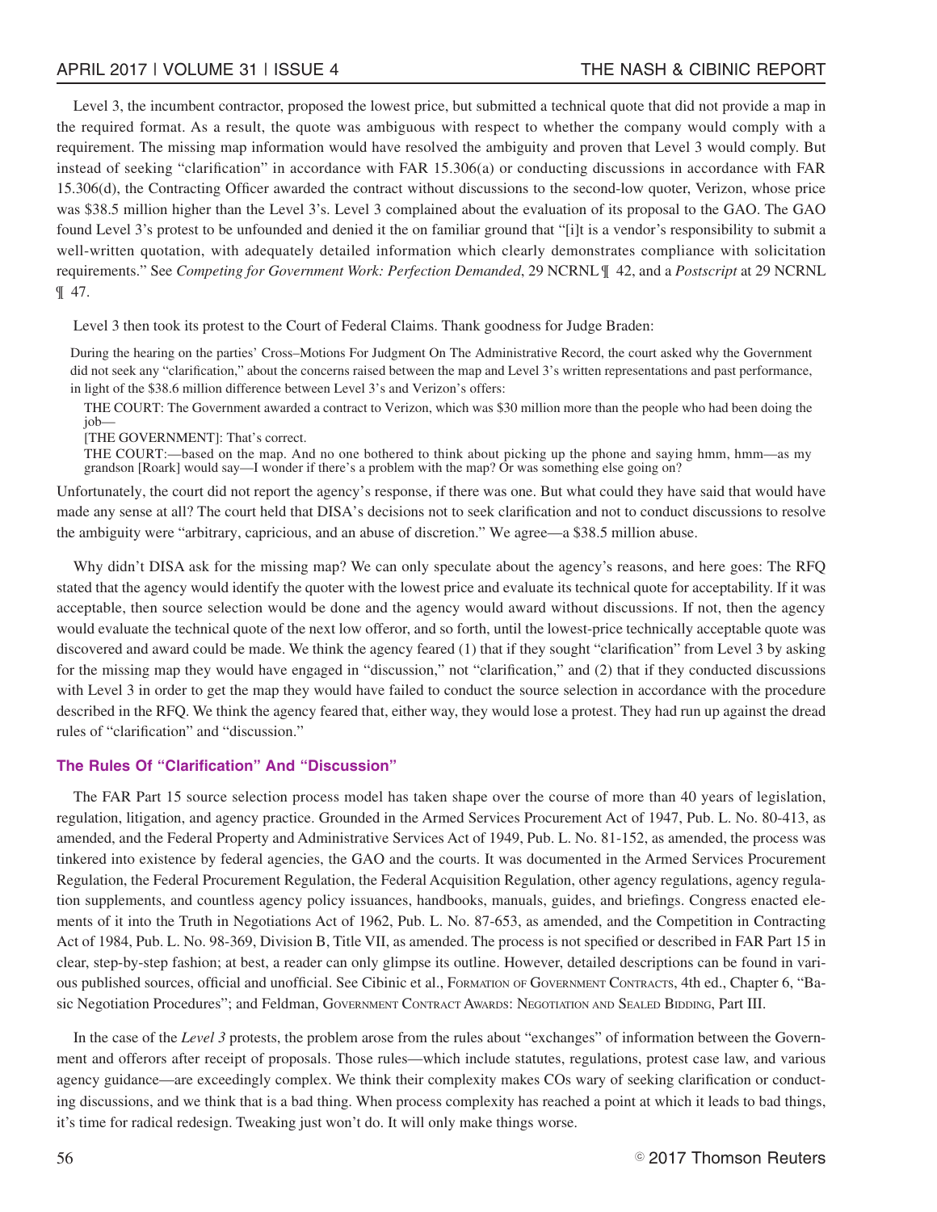Level 3, the incumbent contractor, proposed the lowest price, but submitted a technical quote that did not provide a map in the required format. As a result, the quote was ambiguous with respect to whether the company would comply with a requirement. The missing map information would have resolved the ambiguity and proven that Level 3 would comply. But instead of seeking "clarification" in accordance with FAR 15.306(a) or conducting discussions in accordance with FAR 15.306(d), the Contracting Officer awarded the contract without discussions to the second-low quoter, Verizon, whose price was $38.5 million higher than the Level 3's. Level 3 complained about the evaluation of its proposal to the GAO. The GAO found Level 3's protest to be unfounded and denied it the on familiar ground that "[i]t is a vendor's responsibility to submit a well-written quotation, with adequately detailed information which clearly demonstrates compliance with solicitation requirements." See *Competing for Government Work: Perfection Demanded*, 29 NCRNL ¶ 42, and a *Postscript* at 29 NCRNL ¶ 47.

Level 3 then took its protest to the Court of Federal Claims. Thank goodness for Judge Braden:

> During the hearing on the parties' Cross–Motions For Judgment On The Administrative Record, the court asked why the Government did not seek any "clarification," about the concerns raised between the map and Level 3's written representations and past performance, in light of the $38.6 million difference between Level 3's and Verizon's offers:
>
> THE COURT: The Government awarded a contract to Verizon, which was $30 million more than the people who had been doing the job—
>
> [THE GOVERNMENT]: That's correct.
>
> THE COURT:—based on the map. And no one bothered to think about picking up the phone and saying hmm, hmm—as my grandson [Roark] would say—I wonder if there's a problem with the map? Or was something else going on?

Unfortunately, the court did not report the agency's response, if there was one. But what could they have said that would have made any sense at all? The court held that DISA's decisions not to seek clarification and not to conduct discussions to resolve the ambiguity were "arbitrary, capricious, and an abuse of discretion." We agree—a $38.5 million abuse.

Why didn't DISA ask for the missing map? We can only speculate about the agency's reasons, and here goes: The RFQ stated that the agency would identify the quoter with the lowest price and evaluate its technical quote for acceptability. If it was acceptable, then source selection would be done and the agency would award without discussions. If not, then the agency would evaluate the technical quote of the next low offeror, and so forth, until the lowest-price technically acceptable quote was discovered and award could be made. We think the agency feared (1) that if they sought "clarification" from Level 3 by asking for the missing map they would have engaged in "discussion," not "clarification," and (2) that if they conducted discussions with Level 3 in order to get the map they would have failed to conduct the source selection in accordance with the procedure described in the RFQ. We think the agency feared that, either way, they would lose a protest. They had run up against the dread rules of "clarification" and "discussion."

### The Rules Of "Clarification" And "Discussion"

The FAR Part 15 source selection process model has taken shape over the course of more than 40 years of legislation, regulation, litigation, and agency practice. Grounded in the Armed Services Procurement Act of 1947, Pub. L. No. 80-413, as amended, and the Federal Property and Administrative Services Act of 1949, Pub. L. No. 81-152, as amended, the process was tinkered into existence by federal agencies, the GAO and the courts. It was documented in the Armed Services Procurement Regulation, the Federal Procurement Regulation, the Federal Acquisition Regulation, other agency regulations, agency regulation supplements, and countless agency policy issuances, handbooks, manuals, guides, and briefings. Congress enacted elements of it into the Truth in Negotiations Act of 1962, Pub. L. No. 87-653, as amended, and the Competition in Contracting Act of 1984, Pub. L. No. 98-369, Division B, Title VII, as amended. The process is not specified or described in FAR Part 15 in clear, step-by-step fashion; at best, a reader can only glimpse its outline. However, detailed descriptions can be found in various published sources, official and unofficial. See Cibinic et al., Formation of Government Contracts, 4th ed., Chapter 6, "Basic Negotiation Procedures"; and Feldman, Government Contract Awards: Negotiation and Sealed Bidding, Part III.

In the case of the *Level 3* protests, the problem arose from the rules about "exchanges" of information between the Government and offerors after receipt of proposals. Those rules—which include statutes, regulations, protest case law, and various agency guidance—are exceedingly complex. We think their complexity makes COs wary of seeking clarification or conducting discussions, and we think that is a bad thing. When process complexity has reached a point at which it leads to bad things, it's time for radical redesign. Tweaking just won't do. It will only make things worse.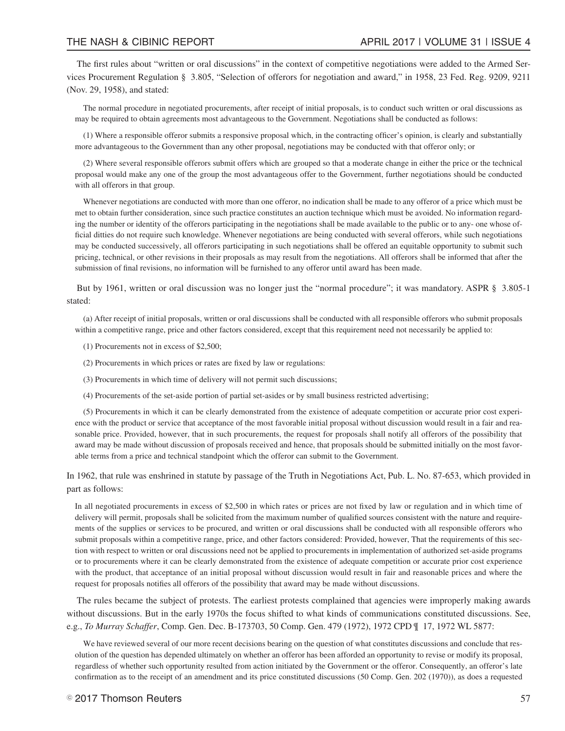The first rules about "written or oral discussions" in the context of competitive negotiations were added to the Armed Services Procurement Regulation § 3.805, "Selection of offerors for negotiation and award," in 1958, 23 Fed. Reg. 9209, 9211 (Nov. 29, 1958), and stated:

> The normal procedure in negotiated procurements, after receipt of initial proposals, is to conduct such written or oral discussions as may be required to obtain agreements most advantageous to the Government. Negotiations shall be conducted as follows:
>
> (1) Where a responsible offeror submits a responsive proposal which, in the contracting officer's opinion, is clearly and substantially more advantageous to the Government than any other proposal, negotiations may be conducted with that offeror only; or
>
> (2) Where several responsible offerors submit offers which are grouped so that a moderate change in either the price or the technical proposal would make any one of the group the most advantageous offer to the Government, further negotiations should be conducted with all offerors in that group.
>
> Whenever negotiations are conducted with more than one offeror, no indication shall be made to any offeror of a price which must be met to obtain further consideration, since such practice constitutes an auction technique which must be avoided. No information regarding the number or identity of the offerors participating in the negotiations shall be made available to the public or to any- one whose official ditties do not require such knowledge. Whenever negotiations are being conducted with several offerors, while such negotiations may be conducted successively, all offerors participating in such negotiations shall be offered an equitable opportunity to submit such pricing, technical, or other revisions in their proposals as may result from the negotiations. All offerors shall be informed that after the submission of final revisions, no information will be furnished to any offeror until award has been made.

But by 1961, written or oral discussion was no longer just the "normal procedure"; it was mandatory. ASPR § 3.805-1 stated:

> (a) After receipt of initial proposals, written or oral discussions shall be conducted with all responsible offerors who submit proposals within a competitive range, price and other factors considered, except that this requirement need not necessarily be applied to:
>
> (1) Procurements not in excess of $2,500;
>
> (2) Procurements in which prices or rates are fixed by law or regulations:
>
> (3) Procurements in which time of delivery will not permit such discussions;
>
> (4) Procurements of the set-aside portion of partial set-asides or by small business restricted advertising;
>
> (5) Procurements in which it can be clearly demonstrated from the existence of adequate competition or accurate prior cost experience with the product or service that acceptance of the most favorable initial proposal without discussion would result in a fair and reasonable price. Provided, however, that in such procurements, the request for proposals shall notify all offerors of the possibility that award may be made without discussion of proposals received and hence, that proposals should be submitted initially on the most favorable terms from a price and technical standpoint which the offeror can submit to the Government.

In 1962, that rule was enshrined in statute by passage of the Truth in Negotiations Act, Pub. L. No. 87-653, which provided in part as follows:

> In all negotiated procurements in excess of $2,500 in which rates or prices are not fixed by law or regulation and in which time of delivery will permit, proposals shall be solicited from the maximum number of qualified sources consistent with the nature and requirements of the supplies or services to be procured, and written or oral discussions shall be conducted with all responsible offerors who submit proposals within a competitive range, price, and other factors considered: Provided, however, That the requirements of this section with respect to written or oral discussions need not be applied to procurements in implementation of authorized set-aside programs or to procurements where it can be clearly demonstrated from the existence of adequate competition or accurate prior cost experience with the product, that acceptance of an initial proposal without discussion would result in fair and reasonable prices and where the request for proposals notifies all offerors of the possibility that award may be made without discussions.

The rules became the subject of protests. The earliest protests complained that agencies were improperly making awards without discussions. But in the early 1970s the focus shifted to what kinds of communications constituted discussions. See, e.g., *To Murray Schaffer*, Comp. Gen. Dec. B-173703, 50 Comp. Gen. 479 (1972), 1972 CPD ¶ 17, 1972 WL 5877:

> We have reviewed several of our more recent decisions bearing on the question of what constitutes discussions and conclude that resolution of the question has depended ultimately on whether an offeror has been afforded an opportunity to revise or modify its proposal, regardless of whether such opportunity resulted from action initiated by the Government or the offeror. Consequently, an offeror's late confirmation as to the receipt of an amendment and its price constituted discussions (50 Comp. Gen. 202 (1970)), as does a requested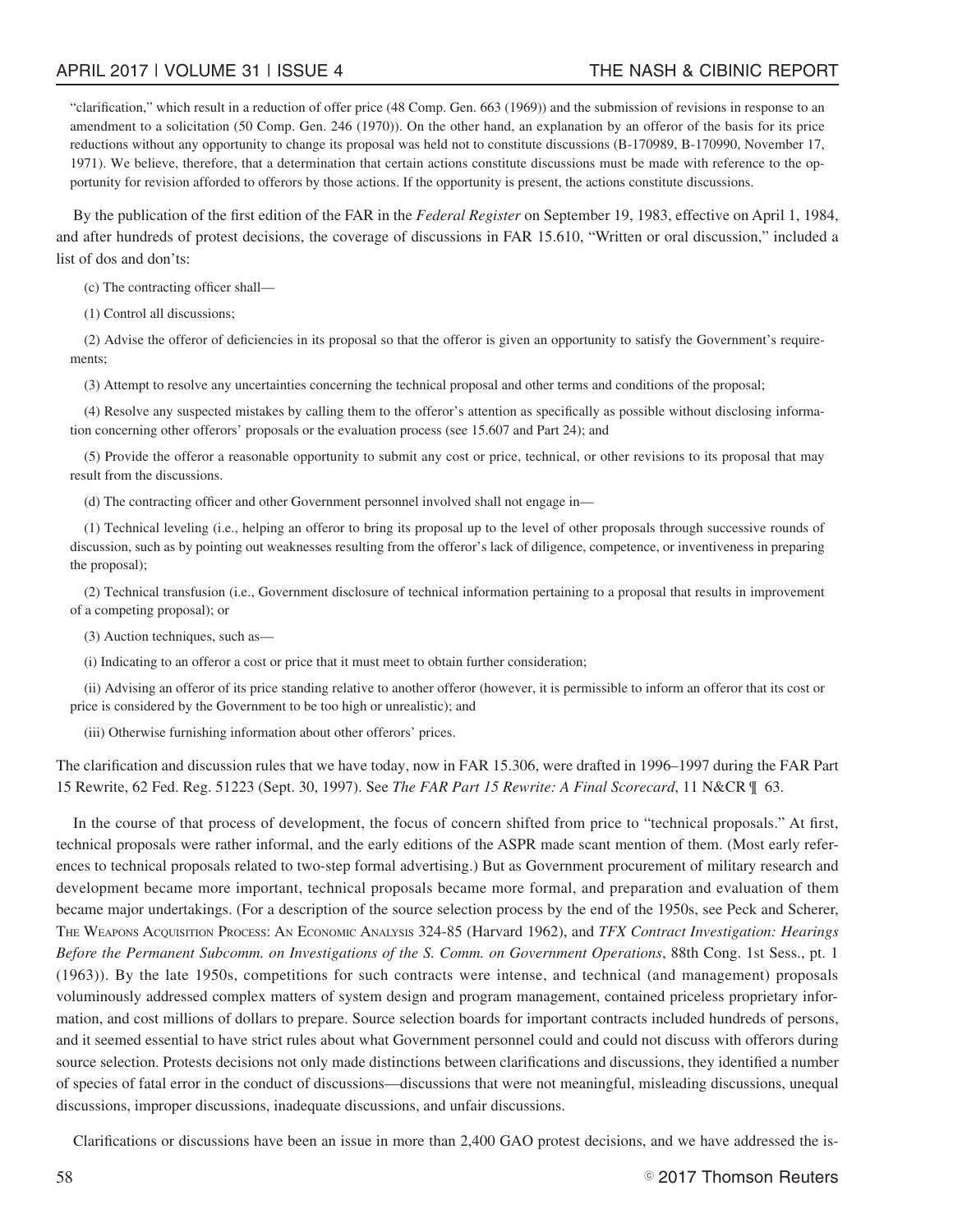"clarification," which result in a reduction of offer price (48 Comp. Gen. 663 (1969)) and the submission of revisions in response to an amendment to a solicitation (50 Comp. Gen. 246 (1970)). On the other hand, an explanation by an offeror of the basis for its price reductions without any opportunity to change its proposal was held not to constitute discussions (B-170989, B-170990, November 17, 1971). We believe, therefore, that a determination that certain actions constitute discussions must be made with reference to the opportunity for revision afforded to offerors by those actions. If the opportunity is present, the actions constitute discussions.

By the publication of the first edition of the FAR in the *Federal Register* on September 19, 1983, effective on April 1, 1984, and after hundreds of protest decisions, the coverage of discussions in FAR 15.610, "Written or oral discussion," included a list of dos and don'ts:

(c) The contracting officer shall—

(1) Control all discussions;

(2) Advise the offeror of deficiencies in its proposal so that the offeror is given an opportunity to satisfy the Government's requirements;

(3) Attempt to resolve any uncertainties concerning the technical proposal and other terms and conditions of the proposal;

(4) Resolve any suspected mistakes by calling them to the offeror's attention as specifically as possible without disclosing information concerning other offerors' proposals or the evaluation process (see 15.607 and Part 24); and

(5) Provide the offeror a reasonable opportunity to submit any cost or price, technical, or other revisions to its proposal that may result from the discussions.

(d) The contracting officer and other Government personnel involved shall not engage in—

(1) Technical leveling (i.e., helping an offeror to bring its proposal up to the level of other proposals through successive rounds of discussion, such as by pointing out weaknesses resulting from the offeror's lack of diligence, competence, or inventiveness in preparing the proposal);

(2) Technical transfusion (i.e., Government disclosure of technical information pertaining to a proposal that results in improvement of a competing proposal); or

(3) Auction techniques, such as—

(i) Indicating to an offeror a cost or price that it must meet to obtain further consideration;

(ii) Advising an offeror of its price standing relative to another offeror (however, it is permissible to inform an offeror that its cost or price is considered by the Government to be too high or unrealistic); and

(iii) Otherwise furnishing information about other offerors' prices.

The clarification and discussion rules that we have today, now in FAR 15.306, were drafted in 1996–1997 during the FAR Part 15 Rewrite, 62 Fed. Reg. 51223 (Sept. 30, 1997). See *The FAR Part 15 Rewrite: A Final Scorecard*, 11 N&CR ¶ 63.

In the course of that process of development, the focus of concern shifted from price to "technical proposals." At first, technical proposals were rather informal, and the early editions of the ASPR made scant mention of them. (Most early references to technical proposals related to two-step formal advertising.) But as Government procurement of military research and development became more important, technical proposals became more formal, and preparation and evaluation of them became major undertakings. (For a description of the source selection process by the end of the 1950s, see Peck and Scherer, THE WEAPONS ACQUISITION PROCESS: AN ECONOMIC ANALYSIS 324-85 (Harvard 1962), and *TFX Contract Investigation: Hearings Before the Permanent Subcomm. on Investigations of the S. Comm. on Government Operations*, 88th Cong. 1st Sess., pt. 1 (1963)). By the late 1950s, competitions for such contracts were intense, and technical (and management) proposals voluminously addressed complex matters of system design and program management, contained priceless proprietary information, and cost millions of dollars to prepare. Source selection boards for important contracts included hundreds of persons, and it seemed essential to have strict rules about what Government personnel could and could not discuss with offerors during source selection. Protests decisions not only made distinctions between clarifications and discussions, they identified a number of species of fatal error in the conduct of discussions—discussions that were not meaningful, misleading discussions, unequal discussions, improper discussions, inadequate discussions, and unfair discussions.

Clarifications or discussions have been an issue in more than 2,400 GAO protest decisions, and we have addressed the is-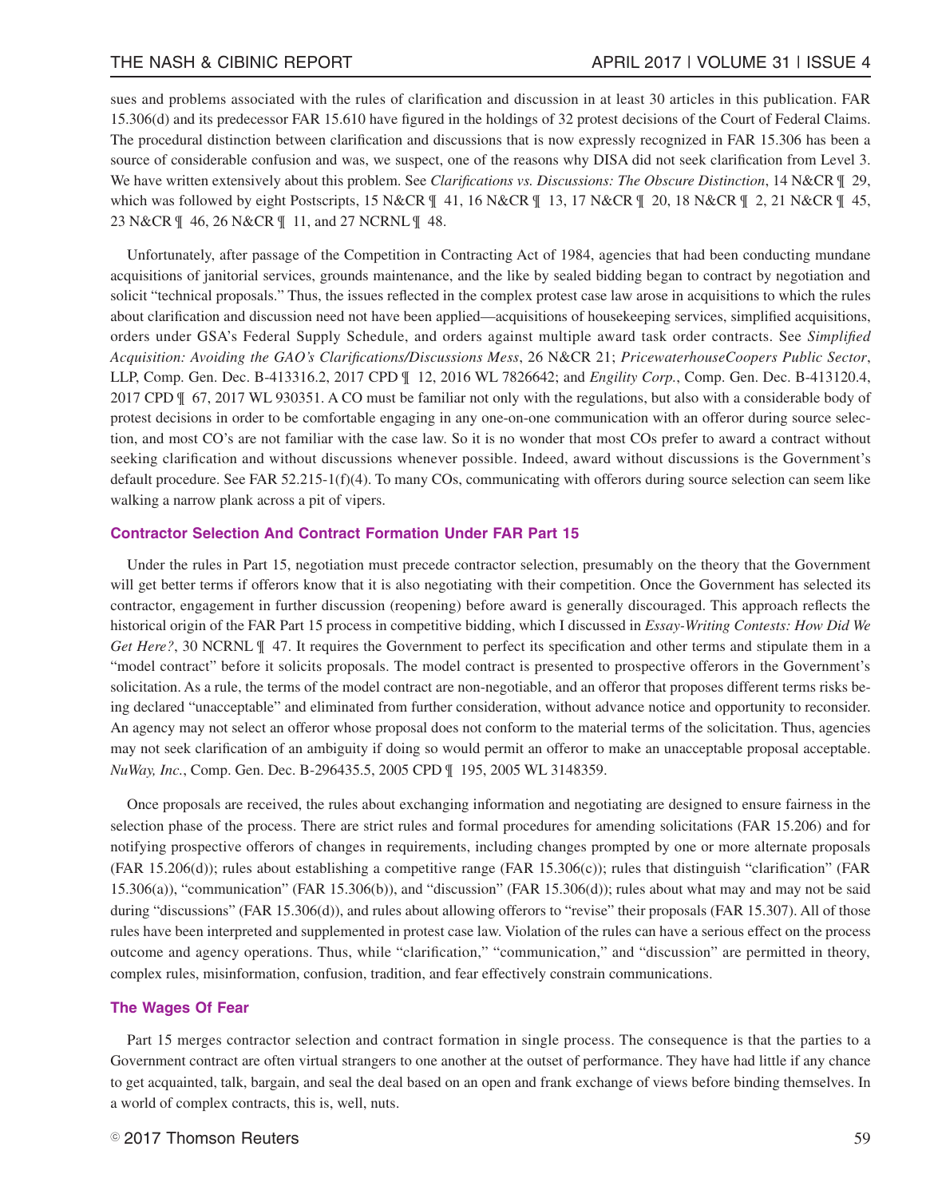sues and problems associated with the rules of clarification and discussion in at least 30 articles in this publication. FAR 15.306(d) and its predecessor FAR 15.610 have figured in the holdings of 32 protest decisions of the Court of Federal Claims. The procedural distinction between clarification and discussions that is now expressly recognized in FAR 15.306 has been a source of considerable confusion and was, we suspect, one of the reasons why DISA did not seek clarification from Level 3. We have written extensively about this problem. See *Clarifications vs. Discussions: The Obscure Distinction*, 14 N&CR ¶ 29, which was followed by eight Postscripts, 15 N&CR ¶ 41, 16 N&CR ¶ 13, 17 N&CR ¶ 20, 18 N&CR ¶ 2, 21 N&CR ¶ 45, 23 N&CR ¶ 46, 26 N&CR ¶ 11, and 27 NCRNL ¶ 48.

Unfortunately, after passage of the Competition in Contracting Act of 1984, agencies that had been conducting mundane acquisitions of janitorial services, grounds maintenance, and the like by sealed bidding began to contract by negotiation and solicit "technical proposals." Thus, the issues reflected in the complex protest case law arose in acquisitions to which the rules about clarification and discussion need not have been applied—acquisitions of housekeeping services, simplified acquisitions, orders under GSA's Federal Supply Schedule, and orders against multiple award task order contracts. See *Simplified Acquisition: Avoiding the GAO's Clarifications/Discussions Mess*, 26 N&CR 21; *PricewaterhouseCoopers Public Sector*, LLP, Comp. Gen. Dec. B-413316.2, 2017 CPD ¶ 12, 2016 WL 7826642; and *Engility Corp.*, Comp. Gen. Dec. B-413120.4, 2017 CPD ¶ 67, 2017 WL 930351. A CO must be familiar not only with the regulations, but also with a considerable body of protest decisions in order to be comfortable engaging in any one-on-one communication with an offeror during source selection, and most CO's are not familiar with the case law. So it is no wonder that most COs prefer to award a contract without seeking clarification and without discussions whenever possible. Indeed, award without discussions is the Government's default procedure. See FAR 52.215-1(f)(4). To many COs, communicating with offerors during source selection can seem like walking a narrow plank across a pit of vipers.

### Contractor Selection And Contract Formation Under FAR Part 15

Under the rules in Part 15, negotiation must precede contractor selection, presumably on the theory that the Government will get better terms if offerors know that it is also negotiating with their competition. Once the Government has selected its contractor, engagement in further discussion (reopening) before award is generally discouraged. This approach reflects the historical origin of the FAR Part 15 process in competitive bidding, which I discussed in *Essay-Writing Contests: How Did We Get Here?*, 30 NCRNL ¶ 47. It requires the Government to perfect its specification and other terms and stipulate them in a "model contract" before it solicits proposals. The model contract is presented to prospective offerors in the Government's solicitation. As a rule, the terms of the model contract are non-negotiable, and an offeror that proposes different terms risks being declared "unacceptable" and eliminated from further consideration, without advance notice and opportunity to reconsider. An agency may not select an offeror whose proposal does not conform to the material terms of the solicitation. Thus, agencies may not seek clarification of an ambiguity if doing so would permit an offeror to make an unacceptable proposal acceptable. *NuWay, Inc.*, Comp. Gen. Dec. B-296435.5, 2005 CPD ¶ 195, 2005 WL 3148359.

Once proposals are received, the rules about exchanging information and negotiating are designed to ensure fairness in the selection phase of the process. There are strict rules and formal procedures for amending solicitations (FAR 15.206) and for notifying prospective offerors of changes in requirements, including changes prompted by one or more alternate proposals (FAR 15.206(d)); rules about establishing a competitive range (FAR 15.306(c)); rules that distinguish "clarification" (FAR 15.306(a)), "communication" (FAR 15.306(b)), and "discussion" (FAR 15.306(d)); rules about what may and may not be said during "discussions" (FAR 15.306(d)), and rules about allowing offerors to "revise" their proposals (FAR 15.307). All of those rules have been interpreted and supplemented in protest case law. Violation of the rules can have a serious effect on the process outcome and agency operations. Thus, while "clarification," "communication," and "discussion" are permitted in theory, complex rules, misinformation, confusion, tradition, and fear effectively constrain communications.

### The Wages Of Fear

Part 15 merges contractor selection and contract formation in single process. The consequence is that the parties to a Government contract are often virtual strangers to one another at the outset of performance. They have had little if any chance to get acquainted, talk, bargain, and seal the deal based on an open and frank exchange of views before binding themselves. In a world of complex contracts, this is, well, nuts.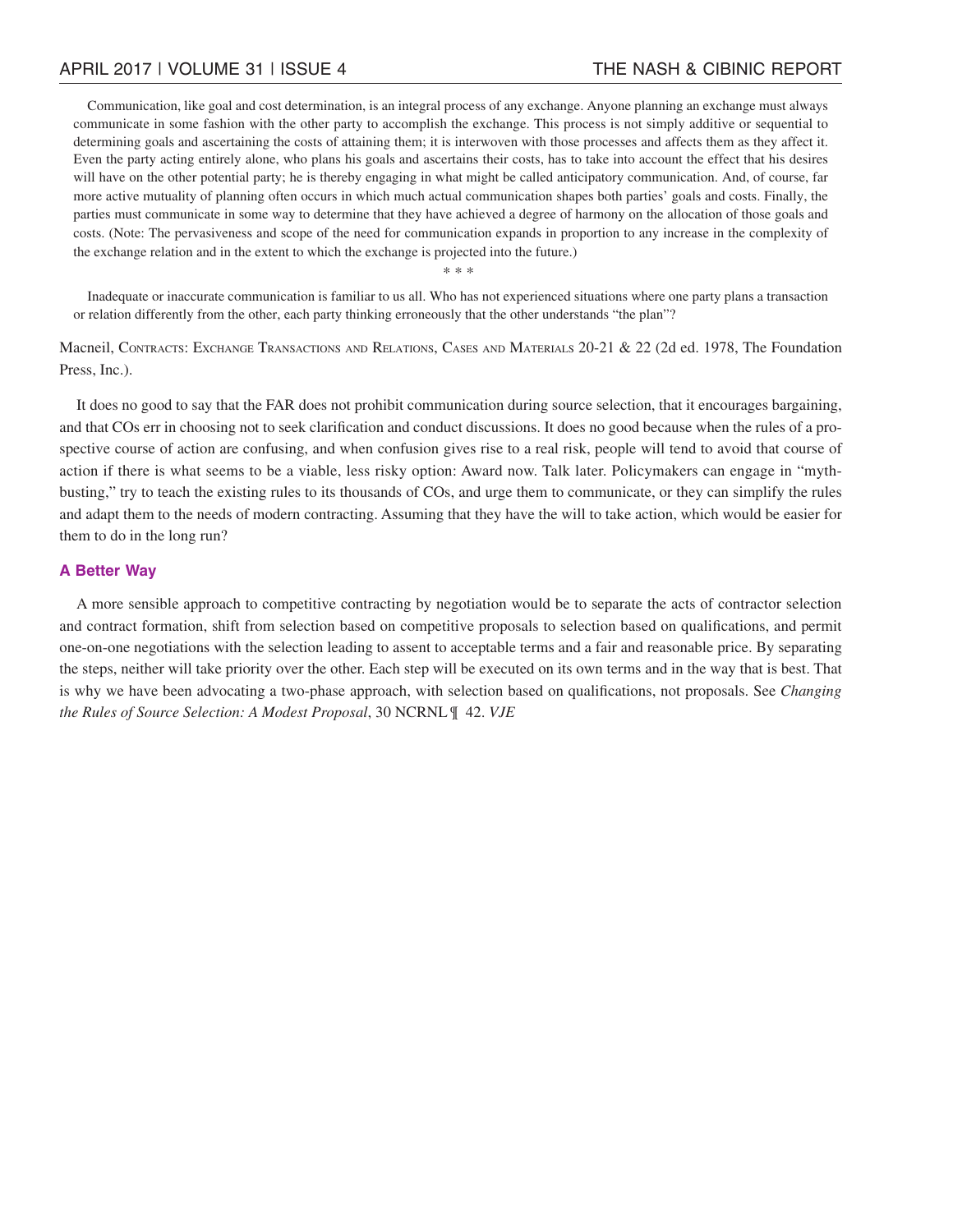> Communication, like goal and cost determination, is an integral process of any exchange. Anyone planning an exchange must always communicate in some fashion with the other party to accomplish the exchange. This process is not simply additive or sequential to determining goals and ascertaining the costs of attaining them; it is interwoven with those processes and affects them as they affect it. Even the party acting entirely alone, who plans his goals and ascertains their costs, has to take into account the effect that his desires will have on the other potential party; he is thereby engaging in what might be called anticipatory communication. And, of course, far more active mutuality of planning often occurs in which much actual communication shapes both parties' goals and costs. Finally, the parties must communicate in some way to determine that they have achieved a degree of harmony on the allocation of those goals and costs. (Note: The pervasiveness and scope of the need for communication expands in proportion to any increase in the complexity of the exchange relation and in the extent to which the exchange is projected into the future.)
>
> \* \* \*
>
> Inadequate or inaccurate communication is familiar to us all. Who has not experienced situations where one party plans a transaction or relation differently from the other, each party thinking erroneously that the other understands "the plan"?

Macneil, Contracts: Exchange Transactions and Relations, Cases and Materials 20-21 & 22 (2d ed. 1978, The Foundation Press, Inc.).

It does no good to say that the FAR does not prohibit communication during source selection, that it encourages bargaining, and that COs err in choosing not to seek clarification and conduct discussions. It does no good because when the rules of a prospective course of action are confusing, and when confusion gives rise to a real risk, people will tend to avoid that course of action if there is what seems to be a viable, less risky option: Award now. Talk later. Policymakers can engage in "myth-busting," try to teach the existing rules to its thousands of COs, and urge them to communicate, or they can simplify the rules and adapt them to the needs of modern contracting. Assuming that they have the will to take action, which would be easier for them to do in the long run?

## A Better Way

A more sensible approach to competitive contracting by negotiation would be to separate the acts of contractor selection and contract formation, shift from selection based on competitive proposals to selection based on qualifications, and permit one-on-one negotiations with the selection leading to assent to acceptable terms and a fair and reasonable price. By separating the steps, neither will take priority over the other. Each step will be executed on its own terms and in the way that is best. That is why we have been advocating a two-phase approach, with selection based on qualifications, not proposals. See *Changing the Rules of Source Selection: A Modest Proposal*, 30 NCRNL ¶ 42. *VJE*